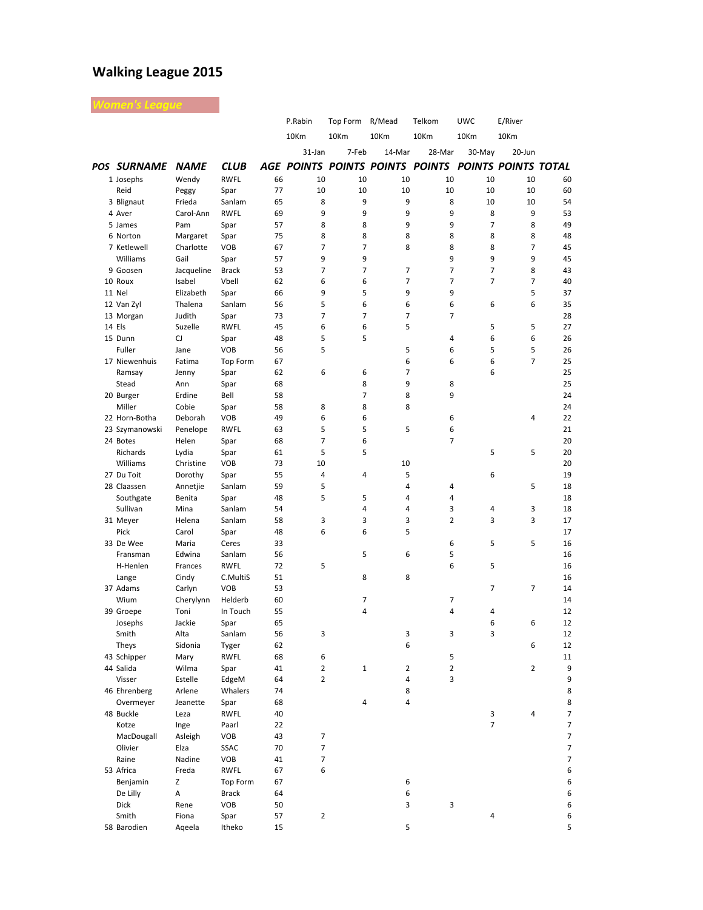# Walking League 2015

## *Women's League*

| POS | SURNAME | NAME | CLUB | AGE | P.Rabin 10Km 31-Jan POINTS | Top Form 10Km 7-Feb POINTS | R/Mead 10Km 14-Mar POINTS | Telkom 10Km 28-Mar POINTS | UWC 10Km 30-May POINTS | E/River 10Km 20-Jun POINTS | TOTAL |
|---|---|---|---|---|---|---|---|---|---|---|---|
| 1 | Josephs | Wendy | RWFL | 66 | 10 | 10 | 10 | 10 | 10 | 10 | 60 |
| | Reid | Peggy | Spar | 77 | 10 | 10 | 10 | 10 | 10 | 10 | 60 |
| 3 | Blignaut | Frieda | Sanlam | 65 | 8 | 9 | 9 | 8 | 10 | 10 | 54 |
| 4 | Aver | Carol-Ann | RWFL | 69 | 9 | 9 | 9 | 9 | 8 | 9 | 53 |
| 5 | James | Pam | Spar | 57 | 8 | 8 | 9 | 9 | 7 | 8 | 49 |
| 6 | Norton | Margaret | Spar | 75 | 8 | 8 | 8 | 8 | 8 | 8 | 48 |
| 7 | Ketlewell | Charlotte | VOB | 67 | 7 | 7 | 8 | 8 | 8 | 7 | 45 |
| | Williams | Gail | Spar | 57 | 9 | 9 | | 9 | 9 | 9 | 45 |
| 9 | Goosen | Jacqueline | Brack | 53 | 7 | 7 | 7 | 7 | 7 | 8 | 43 |
| 10 | Roux | Isabel | Vbell | 62 | 6 | 6 | 7 | 7 | 7 | 7 | 40 |
| 11 | Nel | Elizabeth | Spar | 66 | 9 | 5 | 9 | 9 | | 5 | 37 |
| 12 | Van Zyl | Thalena | Sanlam | 56 | 5 | 6 | 6 | 6 | 6 | 6 | 35 |
| 13 | Morgan | Judith | Spar | 73 | 7 | 7 | 7 | 7 | | | 28 |
| 14 | Els | Suzelle | RWFL | 45 | 6 | 6 | 5 | | 5 | 5 | 27 |
| 15 | Dunn | CJ | Spar | 48 | 5 | 5 | | 4 | 6 | 6 | 26 |
| | Fuller | Jane | VOB | 56 | 5 | | 5 | 6 | 5 | 5 | 26 |
| 17 | Niewenhuis | Fatima | Top Form | 67 | | | 6 | 6 | 6 | 7 | 25 |
| | Ramsay | Jenny | Spar | 62 | 6 | 6 | 7 | | 6 | | 25 |
| | Stead | Ann | Spar | 68 | | 8 | 9 | 8 | | | 25 |
| 20 | Burger | Erdine | Bell | 58 | | 7 | 8 | 9 | | | 24 |
| | Miller | Cobie | Spar | 58 | 8 | 8 | 8 | | | | 24 |
| 22 | Horn-Botha | Deborah | VOB | 49 | 6 | 6 | | 6 | | 4 | 22 |
| 23 | Szymanowski | Penelope | RWFL | 63 | 5 | 5 | 5 | 6 | | | 21 |
| 24 | Botes | Helen | Spar | 68 | 7 | 6 | | 7 | | | 20 |
| | Richards | Lydia | Spar | 61 | 5 | 5 | | | 5 | 5 | 20 |
| | Williams | Christine | VOB | 73 | 10 | | 10 | | | | 20 |
| 27 | Du Toit | Dorothy | Spar | 55 | 4 | 4 | 5 | | 6 | | 19 |
| 28 | Claassen | Annetjie | Sanlam | 59 | 5 | | 4 | 4 | | 5 | 18 |
| | Southgate | Benita | Spar | 48 | 5 | 5 | 4 | 4 | | | 18 |
| | Sullivan | Mina | Sanlam | 54 | | 4 | 4 | 3 | 4 | 3 | 18 |
| 31 | Meyer | Helena | Sanlam | 58 | 3 | 3 | 3 | 2 | 3 | 3 | 17 |
| | Pick | Carol | Spar | 48 | 6 | 6 | 5 | | | | 17 |
| 33 | De Wee | Maria | Ceres | 33 | | | | 6 | 5 | 5 | 16 |
| | Fransman | Edwina | Sanlam | 56 | | 5 | 6 | 5 | | | 16 |
| | H-Henlen | Frances | RWFL | 72 | 5 | | | 6 | 5 | | 16 |
| | Lange | Cindy | C.MultiS | 51 | | 8 | 8 | | | | 16 |
| 37 | Adams | Carlyn | VOB | 53 | | | | | 7 | 7 | 14 |
| | Wium | Cherylynn | Helderb | 60 | | 7 | | 7 | | | 14 |
| 39 | Groepe | Toni | In Touch | 55 | | 4 | | 4 | 4 | | 12 |
| | Josephs | Jackie | Spar | 65 | | | | | 6 | 6 | 12 |
| | Smith | Alta | Sanlam | 56 | 3 | | 3 | 3 | 3 | | 12 |
| | Theys | Sidonia | Tyger | 62 | | | 6 | | | 6 | 12 |
| 43 | Schipper | Mary | RWFL | 68 | 6 | | | 5 | | | 11 |
| 44 | Salida | Wilma | Spar | 41 | 2 | 1 | 2 | 2 | | 2 | 9 |
| | Visser | Estelle | EdgeM | 64 | 2 | | 4 | 3 | | | 9 |
| 46 | Ehrenberg | Arlene | Whalers | 74 | | | 8 | | | | 8 |
| | Overmeyer | Jeanette | Spar | 68 | | 4 | 4 | | | | 8 |
| 48 | Buckle | Leza | RWFL | 40 | | | | | 3 | 4 | 7 |
| | Kotze | Inge | Paarl | 22 | | | | | 7 | | 7 |
| | MacDougall | Asleigh | VOB | 43 | 7 | | | | | | 7 |
| | Olivier | Elza | SSAC | 70 | 7 | | | | | | 7 |
| | Raine | Nadine | VOB | 41 | 7 | | | | | | 7 |
| 53 | Africa | Freda | RWFL | 67 | 6 | | | | | | 6 |
| | Benjamin | Z | Top Form | 67 | | | 6 | | | | 6 |
| | De Lilly | A | Brack | 64 | | | 6 | | | | 6 |
| | Dick | Rene | VOB | 50 | | | 3 | 3 | | | 6 |
| | Smith | Fiona | Spar | 57 | 2 | | | | 4 | | 6 |
| 58 | Barodien | Aqeela | Itheko | 15 | | | 5 | | | | 5 |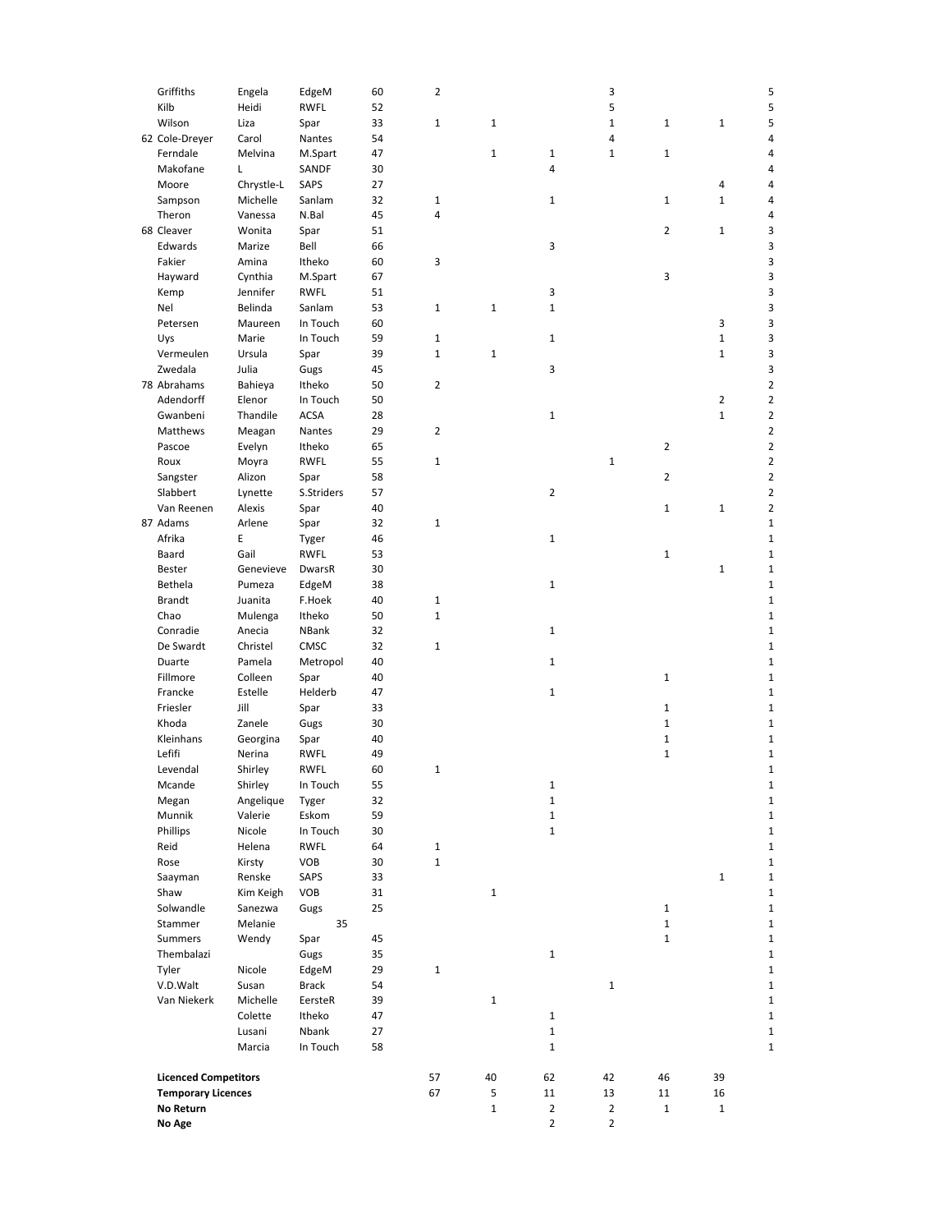| | | | | | | | | | | | |
|---|---|---|---|---|---|---|---|---|---|---|---|
| | Griffiths | Engela | EdgeM | 60 | 2 | | | 3 | | | 5 |
| | Kilb | Heidi | RWFL | 52 | | | | 5 | | | 5 |
| | Wilson | Liza | Spar | 33 | 1 | 1 | | 1 | 1 | 1 | 5 |
| 62 | Cole-Dreyer | Carol | Nantes | 54 | | | | 4 | | | 4 |
| | Ferndale | Melvina | M.Spart | 47 | | 1 | 1 | 1 | 1 | | 4 |
| | Makofane | L | SANDF | 30 | | | 4 | | | | 4 |
| | Moore | Chrystle-L | SAPS | 27 | | | | | | 4 | 4 |
| | Sampson | Michelle | Sanlam | 32 | 1 | | 1 | | 1 | 1 | 4 |
| | Theron | Vanessa | N.Bal | 45 | 4 | | | | | | 4 |
| 68 | Cleaver | Wonita | Spar | 51 | | | | | 2 | 1 | 3 |
| | Edwards | Marize | Bell | 66 | | | 3 | | | | 3 |
| | Fakier | Amina | Itheko | 60 | 3 | | | | | | 3 |
| | Hayward | Cynthia | M.Spart | 67 | | | | | 3 | | 3 |
| | Kemp | Jennifer | RWFL | 51 | | | 3 | | | | 3 |
| | Nel | Belinda | Sanlam | 53 | 1 | 1 | 1 | | | | 3 |
| | Petersen | Maureen | In Touch | 60 | | | | | | 3 | 3 |
| | Uys | Marie | In Touch | 59 | 1 | | 1 | | | 1 | 3 |
| | Vermeulen | Ursula | Spar | 39 | 1 | 1 | | | | 1 | 3 |
| | Zwedala | Julia | Gugs | 45 | | | 3 | | | | 3 |
| 78 | Abrahams | Bahieya | Itheko | 50 | 2 | | | | | | 2 |
| | Adendorff | Elenor | In Touch | 50 | | | | | | 2 | 2 |
| | Gwanbeni | Thandile | ACSA | 28 | | | 1 | | | 1 | 2 |
| | Matthews | Meagan | Nantes | 29 | 2 | | | | | | 2 |
| | Pascoe | Evelyn | Itheko | 65 | | | | | 2 | | 2 |
| | Roux | Moyra | RWFL | 55 | 1 | | | 1 | | | 2 |
| | Sangster | Alizon | Spar | 58 | | | | | 2 | | 2 |
| | Slabbert | Lynette | S.Striders | 57 | | | 2 | | | | 2 |
| | Van Reenen | Alexis | Spar | 40 | | | | | 1 | 1 | 2 |
| 87 | Adams | Arlene | Spar | 32 | 1 | | | | | | 1 |
| | Afrika | E | Tyger | 46 | | | 1 | | | | 1 |
| | Baard | Gail | RWFL | 53 | | | | | 1 | | 1 |
| | Bester | Genevieve | DwarsR | 30 | | | | | | 1 | 1 |
| | Bethela | Pumeza | EdgeM | 38 | | | 1 | | | | 1 |
| | Brandt | Juanita | F.Hoek | 40 | 1 | | | | | | 1 |
| | Chao | Mulenga | Itheko | 50 | 1 | | | | | | 1 |
| | Conradie | Anecia | NBank | 32 | | | 1 | | | | 1 |
| | De Swardt | Christel | CMSC | 32 | 1 | | | | | | 1 |
| | Duarte | Pamela | Metropol | 40 | | | 1 | | | | 1 |
| | Fillmore | Colleen | Spar | 40 | | | | | 1 | | 1 |
| | Francke | Estelle | Helderb | 47 | | | 1 | | | | 1 |
| | Friesler | Jill | Spar | 33 | | | | | 1 | | 1 |
| | Khoda | Zanele | Gugs | 30 | | | | | 1 | | 1 |
| | Kleinhans | Georgina | Spar | 40 | | | | | 1 | | 1 |
| | Lefifi | Nerina | RWFL | 49 | | | | | 1 | | 1 |
| | Levendal | Shirley | RWFL | 60 | 1 | | | | | | 1 |
| | Mcande | Shirley | In Touch | 55 | | | 1 | | | | 1 |
| | Megan | Angelique | Tyger | 32 | | | 1 | | | | 1 |
| | Munnik | Valerie | Eskom | 59 | | | 1 | | | | 1 |
| | Phillips | Nicole | In Touch | 30 | | | 1 | | | | 1 |
| | Reid | Helena | RWFL | 64 | 1 | | | | | | 1 |
| | Rose | Kirsty | VOB | 30 | 1 | | | | | | 1 |
| | Saayman | Renske | SAPS | 33 | | | | | | 1 | 1 |
| | Shaw | Kim Keigh | VOB | 31 | | 1 | | | | | 1 |
| | Solwandle | Sanezwa | Gugs | 25 | | | | | 1 | | 1 |
| | Stammer | Melanie | 35 | | | | | | 1 | | 1 |
| | Summers | Wendy | Spar | 45 | | | | | 1 | | 1 |
| | Thembalazi | | Gugs | 35 | | | 1 | | | | 1 |
| | Tyler | Nicole | EdgeM | 29 | 1 | | | | | | 1 |
| | V.D.Walt | Susan | Brack | 54 | | | | 1 | | | 1 |
| | Van Niekerk | Michelle | EersteR | 39 | | 1 | | | | | 1 |
| | | Colette | Itheko | 47 | | | 1 | | | | 1 |
| | | Lusani | Nbank | 27 | | | 1 | | | | 1 |
| | | Marcia | In Touch | 58 | | | 1 | | | | 1 |
| | **Licenced Competitors** | | | | 57 | 40 | 62 | 42 | 46 | 39 | |
| | **Temporary Licences** | | | | 67 | 5 | 11 | 13 | 11 | 16 | |
| | **No Return** | | | | | 1 | 2 | 2 | 1 | 1 | |
| | **No Age** | | | | | | 2 | 2 | | | |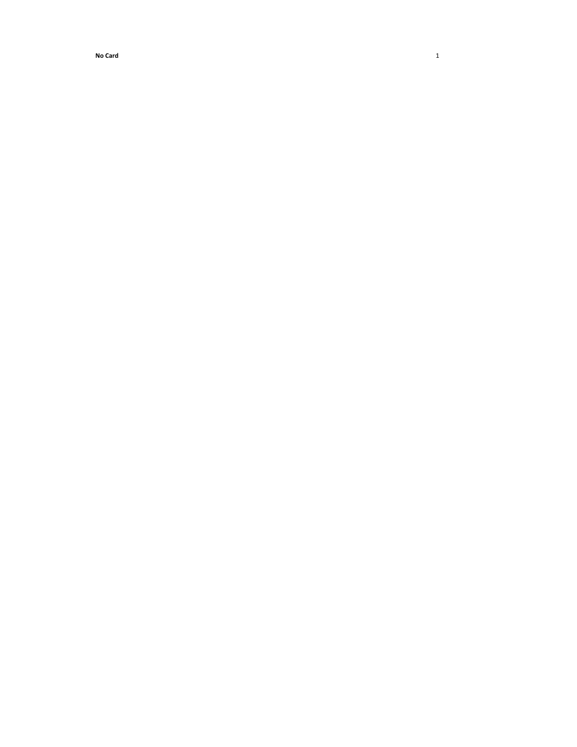**No Card**